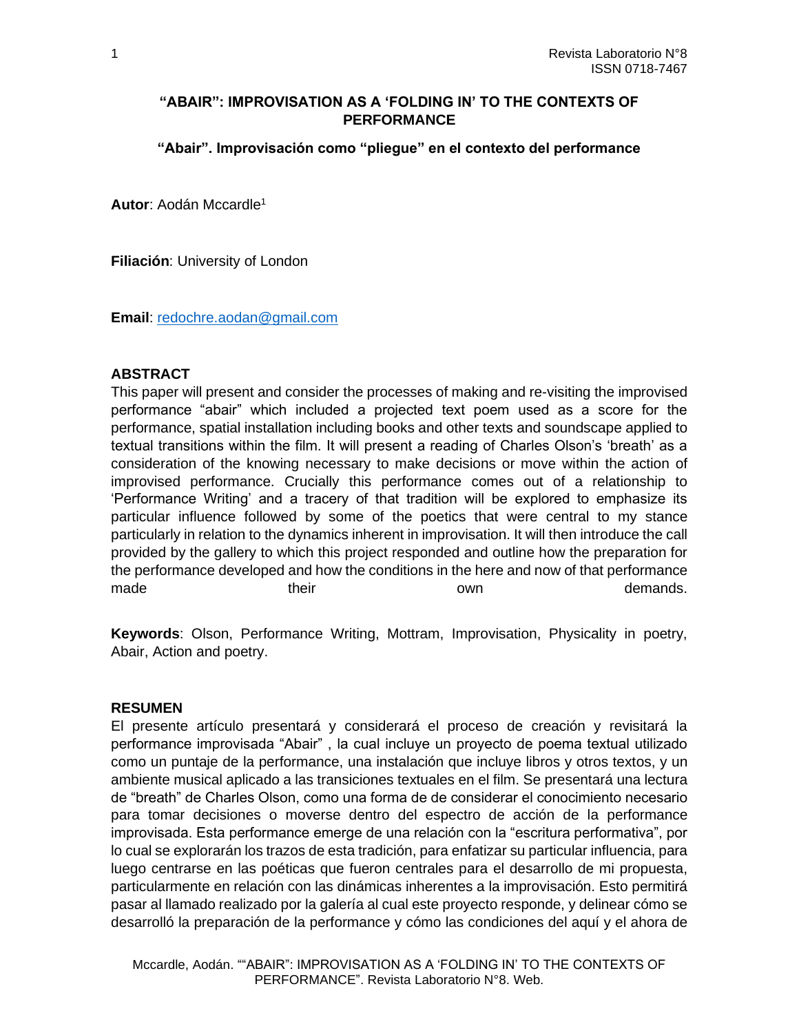# "ABAIR": IMPROVISATION AS A 'FOLDING IN' TO THE CONTEXTS OF PERFORMANCE

## "Abair". Improvisación como "pliegue" en el contexto del performance

**Autor**: Aodán Mccardle[1]

**Filiación**: University of London

**Email**: redochre.aodan@gmail.com

### ABSTRACT

This paper will present and consider the processes of making and re-visiting the improvised performance "abair" which included a projected text poem used as a score for the performance, spatial installation including books and other texts and soundscape applied to textual transitions within the film. It will present a reading of Charles Olson's 'breath' as a consideration of the knowing necessary to make decisions or move within the action of improvised performance. Crucially this performance comes out of a relationship to 'Performance Writing' and a tracery of that tradition will be explored to emphasize its particular influence followed by some of the poetics that were central to my stance particularly in relation to the dynamics inherent in improvisation. It will then introduce the call provided by the gallery to which this project responded and outline how the preparation for the performance developed and how the conditions in the here and now of that performance made their own demands.

**Keywords**: Olson, Performance Writing, Mottram, Improvisation, Physicality in poetry, Abair, Action and poetry.

### RESUMEN

El presente artículo presentará y considerará el proceso de creación y revisitará la performance improvisada "Abair" , la cual incluye un proyecto de poema textual utilizado como un puntaje de la performance, una instalación que incluye libros y otros textos, y un ambiente musical aplicado a las transiciones textuales en el film. Se presentará una lectura de "breath" de Charles Olson, como una forma de de considerar el conocimiento necesario para tomar decisiones o moverse dentro del espectro de acción de la performance improvisada. Esta performance emerge de una relación con la "escritura performativa", por lo cual se explorarán los trazos de esta tradición, para enfatizar su particular influencia, para luego centrarse en las poéticas que fueron centrales para el desarrollo de mi propuesta, particularmente en relación con las dinámicas inherentes a la improvisación. Esto permitirá pasar al llamado realizado por la galería al cual este proyecto responde, y delinear cómo se desarrolló la preparación de la performance y cómo las condiciones del aquí y el ahora de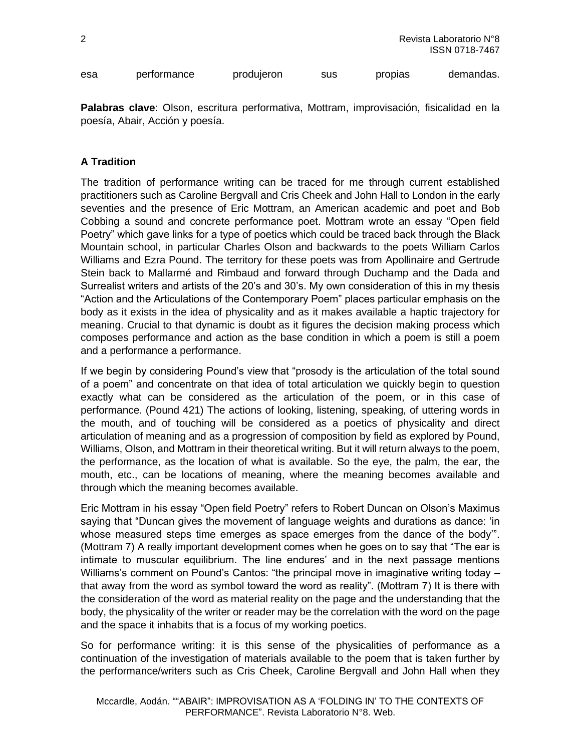esa performance produjeron sus propias demandas.

**Palabras clave**: Olson, escritura performativa, Mottram, improvisación, fisicalidad en la poesía, Abair, Acción y poesía.

### A Tradition

The tradition of performance writing can be traced for me through current established practitioners such as Caroline Bergvall and Cris Cheek and John Hall to London in the early seventies and the presence of Eric Mottram, an American academic and poet and Bob Cobbing a sound and concrete performance poet. Mottram wrote an essay "Open field Poetry" which gave links for a type of poetics which could be traced back through the Black Mountain school, in particular Charles Olson and backwards to the poets William Carlos Williams and Ezra Pound. The territory for these poets was from Apollinaire and Gertrude Stein back to Mallarmé and Rimbaud and forward through Duchamp and the Dada and Surrealist writers and artists of the 20's and 30's. My own consideration of this in my thesis "Action and the Articulations of the Contemporary Poem" places particular emphasis on the body as it exists in the idea of physicality and as it makes available a haptic trajectory for meaning. Crucial to that dynamic is doubt as it figures the decision making process which composes performance and action as the base condition in which a poem is still a poem and a performance a performance.

If we begin by considering Pound's view that "prosody is the articulation of the total sound of a poem" and concentrate on that idea of total articulation we quickly begin to question exactly what can be considered as the articulation of the poem, or in this case of performance. (Pound 421) The actions of looking, listening, speaking, of uttering words in the mouth, and of touching will be considered as a poetics of physicality and direct articulation of meaning and as a progression of composition by field as explored by Pound, Williams, Olson, and Mottram in their theoretical writing. But it will return always to the poem, the performance, as the location of what is available. So the eye, the palm, the ear, the mouth, etc., can be locations of meaning, where the meaning becomes available and through which the meaning becomes available.

Eric Mottram in his essay "Open field Poetry" refers to Robert Duncan on Olson's Maximus saying that "Duncan gives the movement of language weights and durations as dance: 'in whose measured steps time emerges as space emerges from the dance of the body'". (Mottram 7) A really important development comes when he goes on to say that "The ear is intimate to muscular equilibrium. The line endures' and in the next passage mentions Williams's comment on Pound's Cantos: "the principal move in imaginative writing today – that away from the word as symbol toward the word as reality". (Mottram 7) It is there with the consideration of the word as material reality on the page and the understanding that the body, the physicality of the writer or reader may be the correlation with the word on the page and the space it inhabits that is a focus of my working poetics.

So for performance writing: it is this sense of the physicalities of performance as a continuation of the investigation of materials available to the poem that is taken further by the performance/writers such as Cris Cheek, Caroline Bergvall and John Hall when they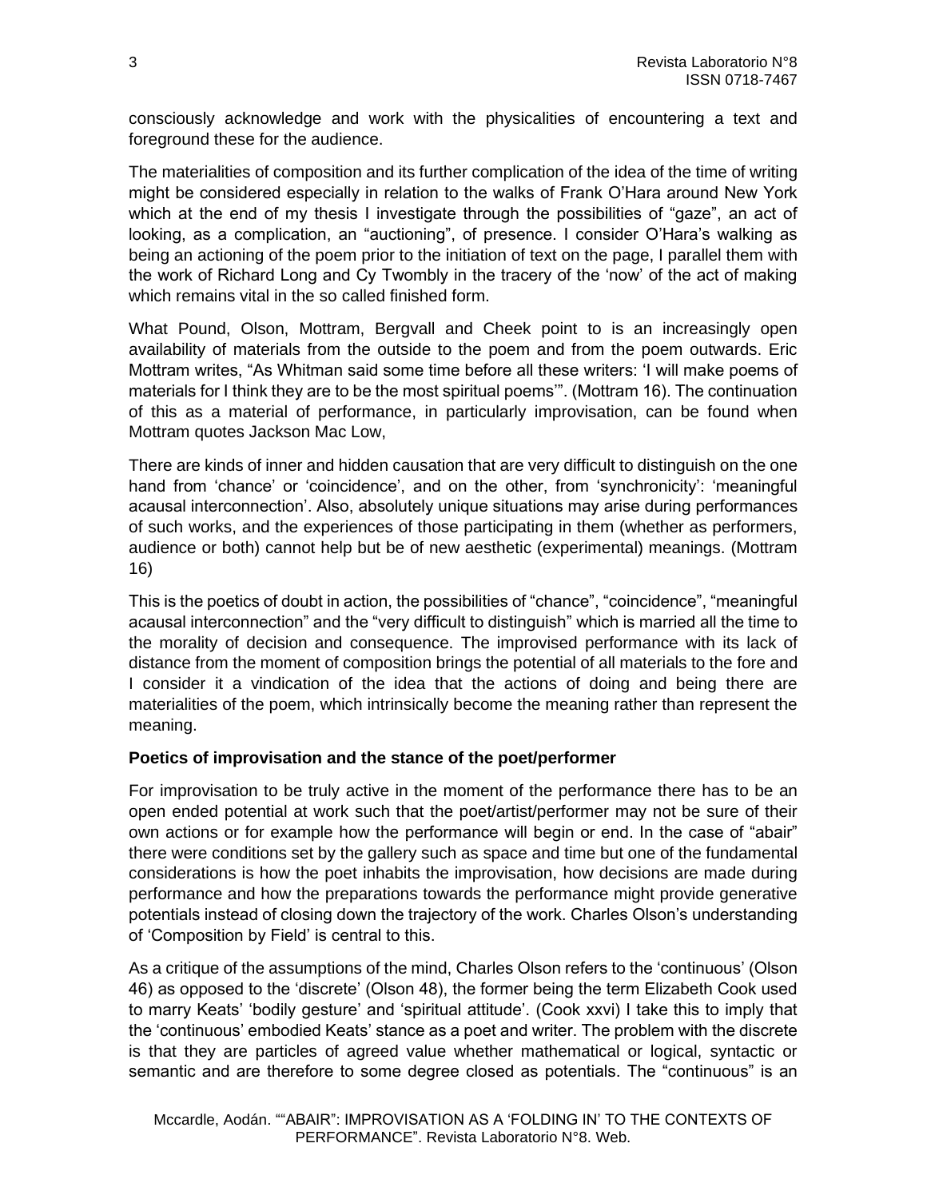consciously acknowledge and work with the physicalities of encountering a text and foreground these for the audience.

The materialities of composition and its further complication of the idea of the time of writing might be considered especially in relation to the walks of Frank O'Hara around New York which at the end of my thesis I investigate through the possibilities of "gaze", an act of looking, as a complication, an "auctioning", of presence. I consider O'Hara's walking as being an actioning of the poem prior to the initiation of text on the page, I parallel them with the work of Richard Long and Cy Twombly in the tracery of the 'now' of the act of making which remains vital in the so called finished form.

What Pound, Olson, Mottram, Bergvall and Cheek point to is an increasingly open availability of materials from the outside to the poem and from the poem outwards. Eric Mottram writes, "As Whitman said some time before all these writers: 'I will make poems of materials for I think they are to be the most spiritual poems'". (Mottram 16). The continuation of this as a material of performance, in particularly improvisation, can be found when Mottram quotes Jackson Mac Low,

There are kinds of inner and hidden causation that are very difficult to distinguish on the one hand from 'chance' or 'coincidence', and on the other, from 'synchronicity': 'meaningful acausal interconnection'. Also, absolutely unique situations may arise during performances of such works, and the experiences of those participating in them (whether as performers, audience or both) cannot help but be of new aesthetic (experimental) meanings. (Mottram 16)

This is the poetics of doubt in action, the possibilities of "chance", "coincidence", "meaningful acausal interconnection" and the "very difficult to distinguish" which is married all the time to the morality of decision and consequence. The improvised performance with its lack of distance from the moment of composition brings the potential of all materials to the fore and I consider it a vindication of the idea that the actions of doing and being there are materialities of the poem, which intrinsically become the meaning rather than represent the meaning.

**Poetics of improvisation and the stance of the poet/performer**

For improvisation to be truly active in the moment of the performance there has to be an open ended potential at work such that the poet/artist/performer may not be sure of their own actions or for example how the performance will begin or end. In the case of "abair" there were conditions set by the gallery such as space and time but one of the fundamental considerations is how the poet inhabits the improvisation, how decisions are made during performance and how the preparations towards the performance might provide generative potentials instead of closing down the trajectory of the work. Charles Olson's understanding of 'Composition by Field' is central to this.

As a critique of the assumptions of the mind, Charles Olson refers to the 'continuous' (Olson 46) as opposed to the 'discrete' (Olson 48), the former being the term Elizabeth Cook used to marry Keats' 'bodily gesture' and 'spiritual attitude'. (Cook xxvi) I take this to imply that the 'continuous' embodied Keats' stance as a poet and writer. The problem with the discrete is that they are particles of agreed value whether mathematical or logical, syntactic or semantic and are therefore to some degree closed as potentials. The "continuous" is an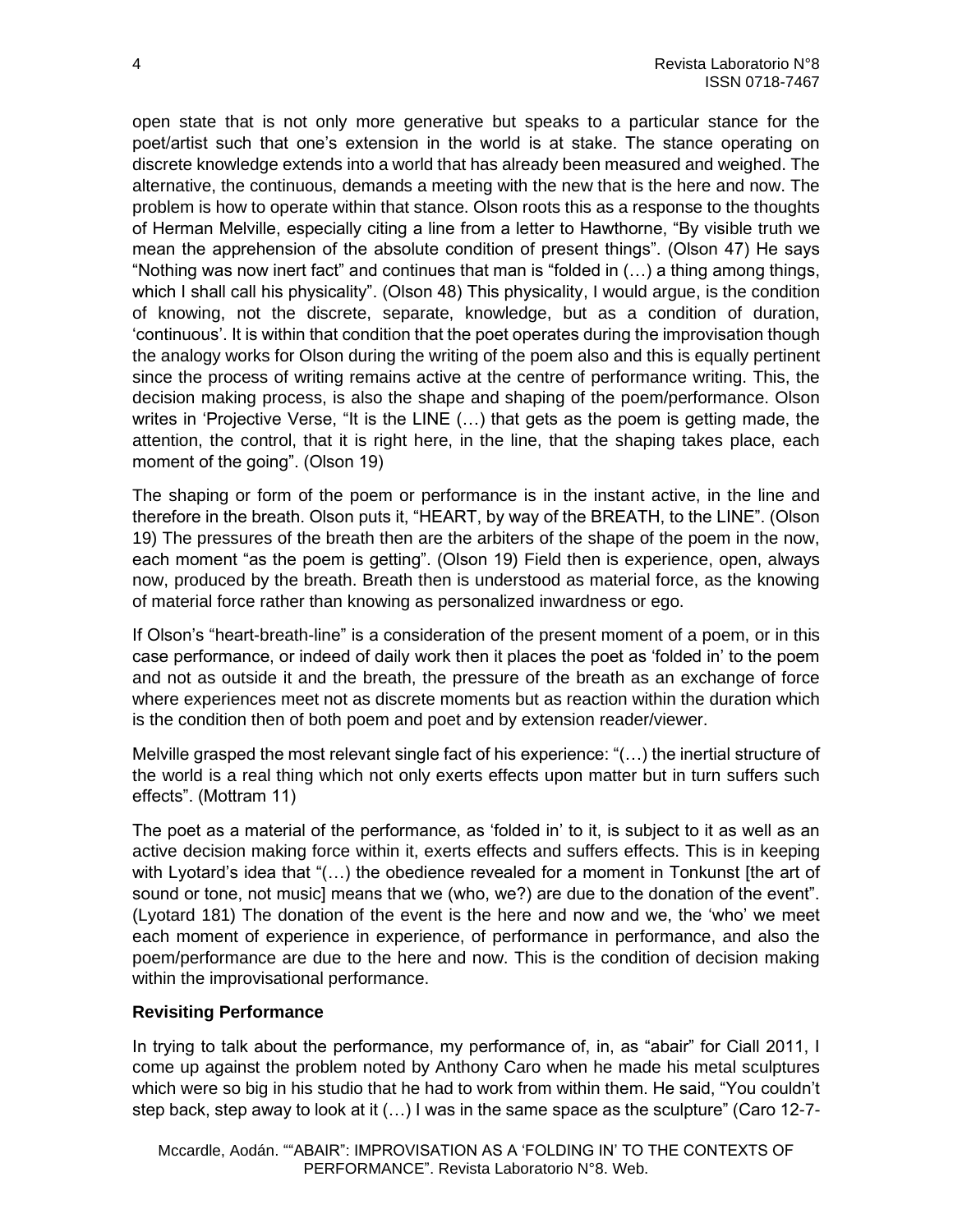open state that is not only more generative but speaks to a particular stance for the poet/artist such that one's extension in the world is at stake. The stance operating on discrete knowledge extends into a world that has already been measured and weighed. The alternative, the continuous, demands a meeting with the new that is the here and now. The problem is how to operate within that stance. Olson roots this as a response to the thoughts of Herman Melville, especially citing a line from a letter to Hawthorne, "By visible truth we mean the apprehension of the absolute condition of present things". (Olson 47) He says "Nothing was now inert fact" and continues that man is "folded in (…) a thing among things, which I shall call his physicality". (Olson 48) This physicality, I would argue, is the condition of knowing, not the discrete, separate, knowledge, but as a condition of duration, 'continuous'. It is within that condition that the poet operates during the improvisation though the analogy works for Olson during the writing of the poem also and this is equally pertinent since the process of writing remains active at the centre of performance writing. This, the decision making process, is also the shape and shaping of the poem/performance. Olson writes in 'Projective Verse, "It is the LINE (…) that gets as the poem is getting made, the attention, the control, that it is right here, in the line, that the shaping takes place, each moment of the going". (Olson 19)

The shaping or form of the poem or performance is in the instant active, in the line and therefore in the breath. Olson puts it, "HEART, by way of the BREATH, to the LINE". (Olson 19) The pressures of the breath then are the arbiters of the shape of the poem in the now, each moment "as the poem is getting". (Olson 19) Field then is experience, open, always now, produced by the breath. Breath then is understood as material force, as the knowing of material force rather than knowing as personalized inwardness or ego.

If Olson's "heart-breath-line" is a consideration of the present moment of a poem, or in this case performance, or indeed of daily work then it places the poet as 'folded in' to the poem and not as outside it and the breath, the pressure of the breath as an exchange of force where experiences meet not as discrete moments but as reaction within the duration which is the condition then of both poem and poet and by extension reader/viewer.

Melville grasped the most relevant single fact of his experience: "(…) the inertial structure of the world is a real thing which not only exerts effects upon matter but in turn suffers such effects". (Mottram 11)

The poet as a material of the performance, as 'folded in' to it, is subject to it as well as an active decision making force within it, exerts effects and suffers effects. This is in keeping with Lyotard's idea that "(…) the obedience revealed for a moment in Tonkunst [the art of sound or tone, not music] means that we (who, we?) are due to the donation of the event". (Lyotard 181) The donation of the event is the here and now and we, the 'who' we meet each moment of experience in experience, of performance in performance, and also the poem/performance are due to the here and now. This is the condition of decision making within the improvisational performance.

## Revisiting Performance

In trying to talk about the performance, my performance of, in, as "abair" for Ciall 2011, I come up against the problem noted by Anthony Caro when he made his metal sculptures which were so big in his studio that he had to work from within them. He said, "You couldn't step back, step away to look at it (…) I was in the same space as the sculpture" (Caro 12-7-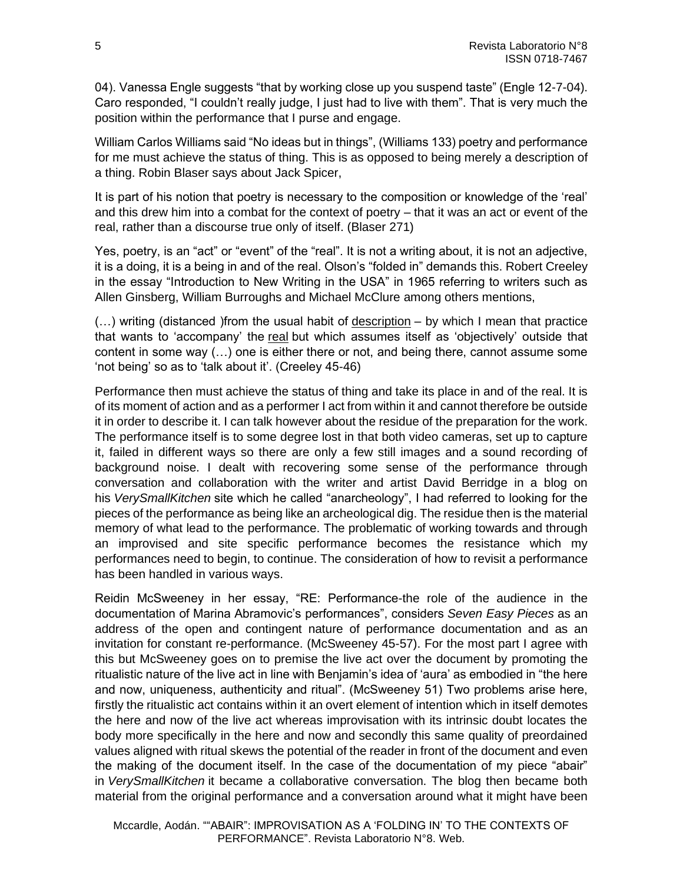04). Vanessa Engle suggests “that by working close up you suspend taste” (Engle 12-7-04). Caro responded, “I couldn’t really judge, I just had to live with them”. That is very much the position within the performance that I purse and engage.

William Carlos Williams said “No ideas but in things”, (Williams 133) poetry and performance for me must achieve the status of thing. This is as opposed to being merely a description of a thing. Robin Blaser says about Jack Spicer,

It is part of his notion that poetry is necessary to the composition or knowledge of the ‘real’ and this drew him into a combat for the context of poetry – that it was an act or event of the real, rather than a discourse true only of itself. (Blaser 271)

Yes, poetry, is an “act” or “event” of the “real”. It is not a writing about, it is not an adjective, it is a doing, it is a being in and of the real. Olson’s “folded in” demands this. Robert Creeley in the essay “Introduction to New Writing in the USA” in 1965 referring to writers such as Allen Ginsberg, William Burroughs and Michael McClure among others mentions,

(…) writing (distanced )from the usual habit of <u>description</u> – by which I mean that practice that wants to ‘accompany’ the <u>real</u> but which assumes itself as ‘objectively’ outside that content in some way (…) one is either there or not, and being there, cannot assume some ‘not being’ so as to ‘talk about it’. (Creeley 45-46)

Performance then must achieve the status of thing and take its place in and of the real. It is of its moment of action and as a performer I act from within it and cannot therefore be outside it in order to describe it. I can talk however about the residue of the preparation for the work. The performance itself is to some degree lost in that both video cameras, set up to capture it, failed in different ways so there are only a few still images and a sound recording of background noise. I dealt with recovering some sense of the performance through conversation and collaboration with the writer and artist David Berridge in a blog on his *VerySmallKitchen* site which he called “anarcheology”, I had referred to looking for the pieces of the performance as being like an archeological dig. The residue then is the material memory of what lead to the performance. The problematic of working towards and through an improvised and site specific performance becomes the resistance which my performances need to begin, to continue. The consideration of how to revisit a performance has been handled in various ways.

Reidin McSweeney in her essay, “RE: Performance-the role of the audience in the documentation of Marina Abramovic’s performances”, considers *Seven Easy Pieces* as an address of the open and contingent nature of performance documentation and as an invitation for constant re-performance. (McSweeney 45-57). For the most part I agree with this but McSweeney goes on to premise the live act over the document by promoting the ritualistic nature of the live act in line with Benjamin’s idea of ‘aura’ as embodied in “the here and now, uniqueness, authenticity and ritual”. (McSweeney 51) Two problems arise here, firstly the ritualistic act contains within it an overt element of intention which in itself demotes the here and now of the live act whereas improvisation with its intrinsic doubt locates the body more specifically in the here and now and secondly this same quality of preordained values aligned with ritual skews the potential of the reader in front of the document and even the making of the document itself. In the case of the documentation of my piece “abair” in *VerySmallKitchen* it became a collaborative conversation. The blog then became both material from the original performance and a conversation around what it might have been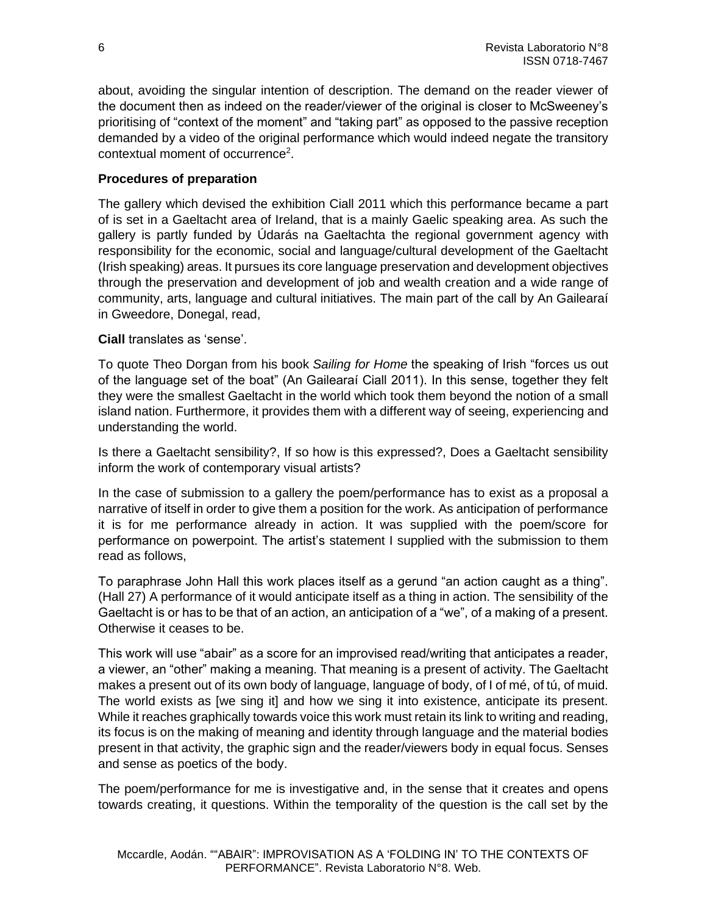about, avoiding the singular intention of description. The demand on the reader viewer of the document then as indeed on the reader/viewer of the original is closer to McSweeney's prioritising of "context of the moment" and "taking part" as opposed to the passive reception demanded by a video of the original performance which would indeed negate the transitory contextual moment of occurrence[2].

**Procedures of preparation**

The gallery which devised the exhibition Ciall 2011 which this performance became a part of is set in a Gaeltacht area of Ireland, that is a mainly Gaelic speaking area. As such the gallery is partly funded by Údarás na Gaeltachta the regional government agency with responsibility for the economic, social and language/cultural development of the Gaeltacht (Irish speaking) areas. It pursues its core language preservation and development objectives through the preservation and development of job and wealth creation and a wide range of community, arts, language and cultural initiatives. The main part of the call by An Gailearaí in Gweedore, Donegal, read,

**Ciall** translates as 'sense'.

To quote Theo Dorgan from his book *Sailing for Home* the speaking of Irish "forces us out of the language set of the boat" (An Gailearaí Ciall 2011). In this sense, together they felt they were the smallest Gaeltacht in the world which took them beyond the notion of a small island nation. Furthermore, it provides them with a different way of seeing, experiencing and understanding the world.

Is there a Gaeltacht sensibility?, If so how is this expressed?, Does a Gaeltacht sensibility inform the work of contemporary visual artists?

In the case of submission to a gallery the poem/performance has to exist as a proposal a narrative of itself in order to give them a position for the work. As anticipation of performance it is for me performance already in action. It was supplied with the poem/score for performance on powerpoint. The artist's statement I supplied with the submission to them read as follows,

To paraphrase John Hall this work places itself as a gerund "an action caught as a thing". (Hall 27) A performance of it would anticipate itself as a thing in action. The sensibility of the Gaeltacht is or has to be that of an action, an anticipation of a "we", of a making of a present. Otherwise it ceases to be.

This work will use "abair" as a score for an improvised read/writing that anticipates a reader, a viewer, an "other" making a meaning. That meaning is a present of activity. The Gaeltacht makes a present out of its own body of language, language of body, of I of mé, of tú, of muid. The world exists as [we sing it] and how we sing it into existence, anticipate its present. While it reaches graphically towards voice this work must retain its link to writing and reading, its focus is on the making of meaning and identity through language and the material bodies present in that activity, the graphic sign and the reader/viewers body in equal focus. Senses and sense as poetics of the body.

The poem/performance for me is investigative and, in the sense that it creates and opens towards creating, it questions. Within the temporality of the question is the call set by the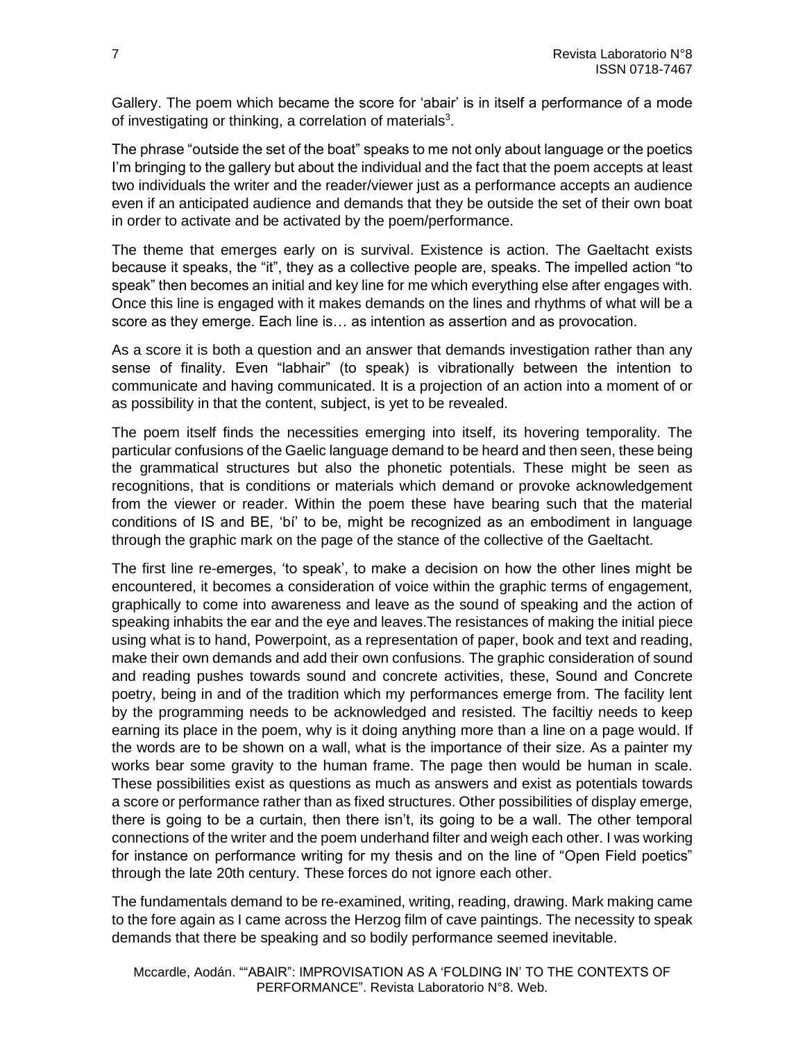Gallery. The poem which became the score for 'abair' is in itself a performance of a mode of investigating or thinking, a correlation of materials[3].

The phrase "outside the set of the boat" speaks to me not only about language or the poetics I'm bringing to the gallery but about the individual and the fact that the poem accepts at least two individuals the writer and the reader/viewer just as a performance accepts an audience even if an anticipated audience and demands that they be outside the set of their own boat in order to activate and be activated by the poem/performance.

The theme that emerges early on is survival. Existence is action. The Gaeltacht exists because it speaks, the "it", they as a collective people are, speaks. The impelled action "to speak" then becomes an initial and key line for me which everything else after engages with. Once this line is engaged with it makes demands on the lines and rhythms of what will be a score as they emerge. Each line is… as intention as assertion and as provocation.

As a score it is both a question and an answer that demands investigation rather than any sense of finality. Even "labhair" (to speak) is vibrationally between the intention to communicate and having communicated. It is a projection of an action into a moment of or as possibility in that the content, subject, is yet to be revealed.

The poem itself finds the necessities emerging into itself, its hovering temporality. The particular confusions of the Gaelic language demand to be heard and then seen, these being the grammatical structures but also the phonetic potentials. These might be seen as recognitions, that is conditions or materials which demand or provoke acknowledgement from the viewer or reader. Within the poem these have bearing such that the material conditions of IS and BE, 'bí' to be, might be recognized as an embodiment in language through the graphic mark on the page of the stance of the collective of the Gaeltacht.

The first line re-emerges, 'to speak', to make a decision on how the other lines might be encountered, it becomes a consideration of voice within the graphic terms of engagement, graphically to come into awareness and leave as the sound of speaking and the action of speaking inhabits the ear and the eye and leaves.The resistances of making the initial piece using what is to hand, Powerpoint, as a representation of paper, book and text and reading, make their own demands and add their own confusions. The graphic consideration of sound and reading pushes towards sound and concrete activities, these, Sound and Concrete poetry, being in and of the tradition which my performances emerge from. The facility lent by the programming needs to be acknowledged and resisted. The faciltiy needs to keep earning its place in the poem, why is it doing anything more than a line on a page would. If the words are to be shown on a wall, what is the importance of their size. As a painter my works bear some gravity to the human frame. The page then would be human in scale. These possibilities exist as questions as much as answers and exist as potentials towards a score or performance rather than as fixed structures. Other possibilities of display emerge, there is going to be a curtain, then there isn't, its going to be a wall. The other temporal connections of the writer and the poem underhand filter and weigh each other. I was working for instance on performance writing for my thesis and on the line of "Open Field poetics" through the late 20th century. These forces do not ignore each other.

The fundamentals demand to be re-examined, writing, reading, drawing. Mark making came to the fore again as I came across the Herzog film of cave paintings. The necessity to speak demands that there be speaking and so bodily performance seemed inevitable.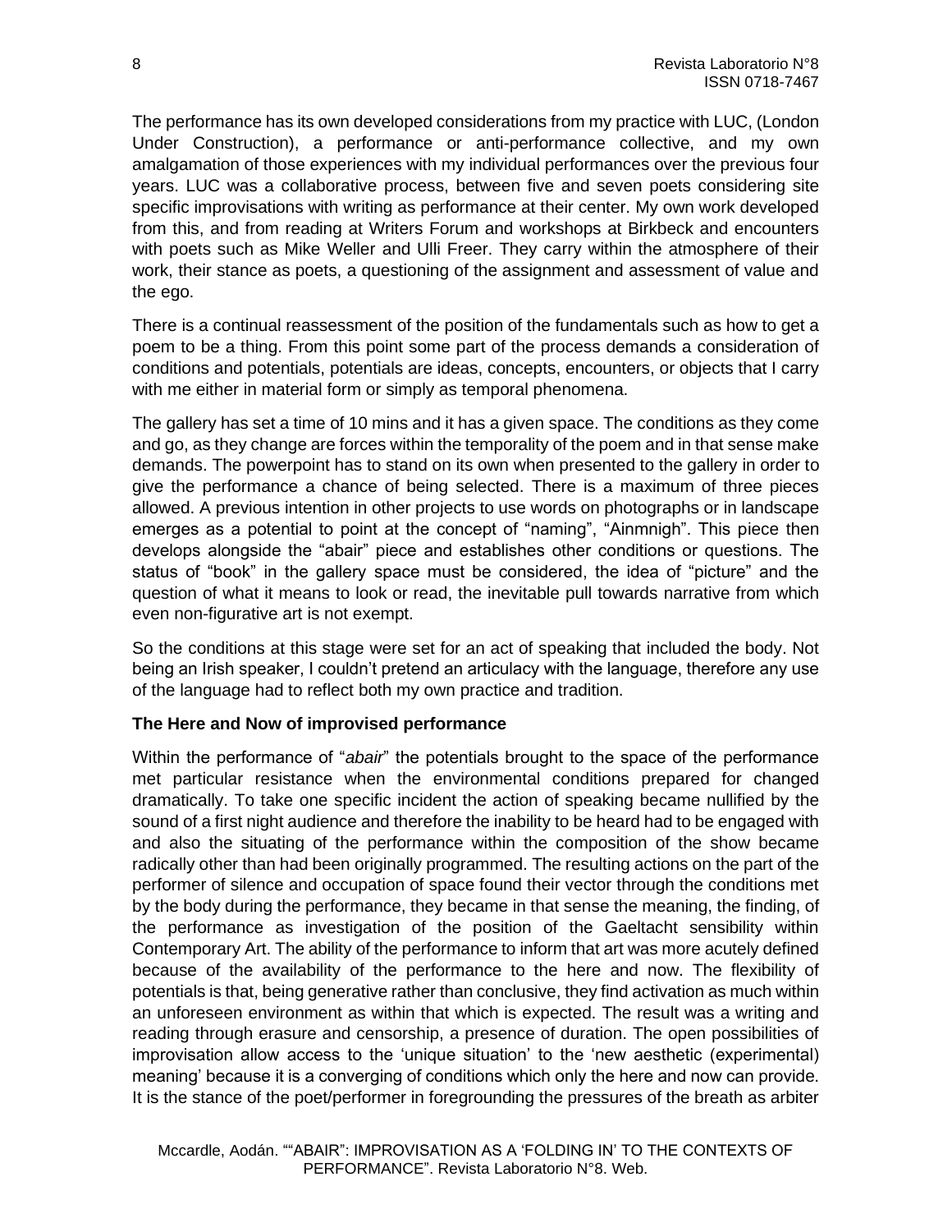The performance has its own developed considerations from my practice with LUC, (London Under Construction), a performance or anti-performance collective, and my own amalgamation of those experiences with my individual performances over the previous four years. LUC was a collaborative process, between five and seven poets considering site specific improvisations with writing as performance at their center. My own work developed from this, and from reading at Writers Forum and workshops at Birkbeck and encounters with poets such as Mike Weller and Ulli Freer. They carry within the atmosphere of their work, their stance as poets, a questioning of the assignment and assessment of value and the ego.

There is a continual reassessment of the position of the fundamentals such as how to get a poem to be a thing. From this point some part of the process demands a consideration of conditions and potentials, potentials are ideas, concepts, encounters, or objects that I carry with me either in material form or simply as temporal phenomena.

The gallery has set a time of 10 mins and it has a given space. The conditions as they come and go, as they change are forces within the temporality of the poem and in that sense make demands. The powerpoint has to stand on its own when presented to the gallery in order to give the performance a chance of being selected. There is a maximum of three pieces allowed. A previous intention in other projects to use words on photographs or in landscape emerges as a potential to point at the concept of "naming", "Ainmnigh". This piece then develops alongside the "abair" piece and establishes other conditions or questions. The status of "book" in the gallery space must be considered, the idea of "picture" and the question of what it means to look or read, the inevitable pull towards narrative from which even non-figurative art is not exempt.

So the conditions at this stage were set for an act of speaking that included the body. Not being an Irish speaker, I couldn't pretend an articulacy with the language, therefore any use of the language had to reflect both my own practice and tradition.

**The Here and Now of improvised performance**

Within the performance of "*abair*" the potentials brought to the space of the performance met particular resistance when the environmental conditions prepared for changed dramatically. To take one specific incident the action of speaking became nullified by the sound of a first night audience and therefore the inability to be heard had to be engaged with and also the situating of the performance within the composition of the show became radically other than had been originally programmed. The resulting actions on the part of the performer of silence and occupation of space found their vector through the conditions met by the body during the performance, they became in that sense the meaning, the finding, of the performance as investigation of the position of the Gaeltacht sensibility within Contemporary Art. The ability of the performance to inform that art was more acutely defined because of the availability of the performance to the here and now. The flexibility of potentials is that, being generative rather than conclusive, they find activation as much within an unforeseen environment as within that which is expected. The result was a writing and reading through erasure and censorship, a presence of duration. The open possibilities of improvisation allow access to the 'unique situation' to the 'new aesthetic (experimental) meaning' because it is a converging of conditions which only the here and now can provide. It is the stance of the poet/performer in foregrounding the pressures of the breath as arbiter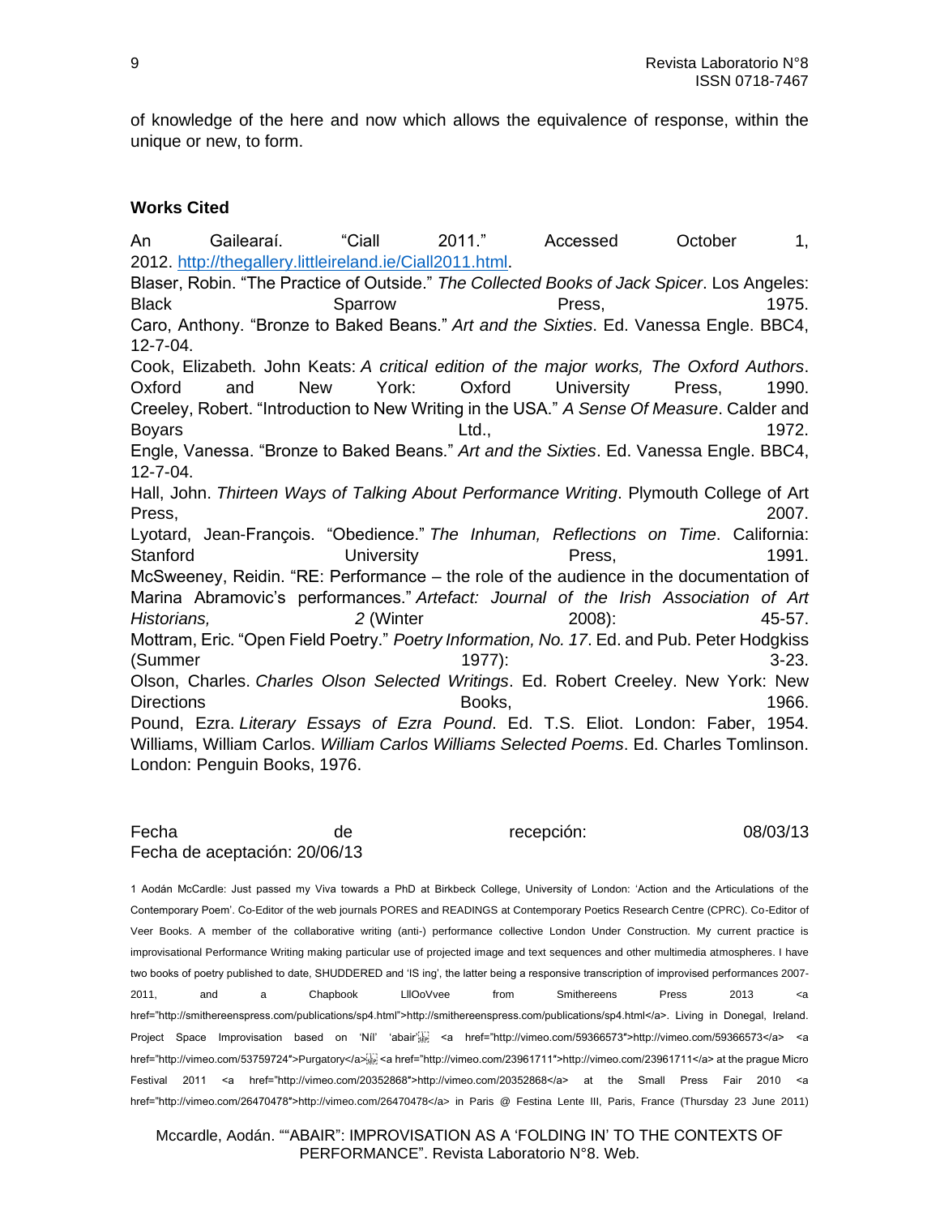of knowledge of the here and now which allows the equivalence of response, within the unique or new, to form.

### Works Cited

An Gailearaí. "Ciall 2011." Accessed October 1, 2012. http://thegallery.littleireland.ie/Ciall2011.html.

Blaser, Robin. "The Practice of Outside." *The Collected Books of Jack Spicer*. Los Angeles: Black Sparrow Press, 1975.

Caro, Anthony. "Bronze to Baked Beans." *Art and the Sixties*. Ed. Vanessa Engle. BBC4, 12-7-04.

Cook, Elizabeth. John Keats: *A critical edition of the major works, The Oxford Authors*. Oxford and New York: Oxford University Press, 1990.

Creeley, Robert. "Introduction to New Writing in the USA." *A Sense Of Measure*. Calder and Boyars Ltd., 1972.

Engle, Vanessa. "Bronze to Baked Beans." *Art and the Sixties*. Ed. Vanessa Engle. BBC4, 12-7-04.

Hall, John. *Thirteen Ways of Talking About Performance Writing*. Plymouth College of Art Press, 2007.

Lyotard, Jean-François. "Obedience." *The Inhuman, Reflections on Time*. California: Stanford University Press, 1991.

McSweeney, Reidin. "RE: Performance – the role of the audience in the documentation of Marina Abramovic's performances." *Artefact: Journal of the Irish Association of Art Historians, 2* (Winter 2008): 45-57.

Mottram, Eric. "Open Field Poetry." *Poetry Information, No. 17*. Ed. and Pub. Peter Hodgkiss (Summer 1977): 3-23.

Olson, Charles. *Charles Olson Selected Writings*. Ed. Robert Creeley. New York: New Directions Books, 1966.

Pound, Ezra. *Literary Essays of Ezra Pound*. Ed. T.S. Eliot. London: Faber, 1954.

Williams, William Carlos. *William Carlos Williams Selected Poems*. Ed. Charles Tomlinson. London: Penguin Books, 1976.

Fecha de recepción: 08/03/13
Fecha de aceptación: 20/06/13

1 Aodán McCardle: Just passed my Viva towards a PhD at Birkbeck College, University of London: 'Action and the Articulations of the Contemporary Poem'. Co-Editor of the web journals PORES and READINGS at Contemporary Poetics Research Centre (CPRC). Co-Editor of Veer Books. A member of the collaborative writing (anti-) performance collective London Under Construction. My current practice is improvisational Performance Writing making particular use of projected image and text sequences and other multimedia atmospheres. I have two books of poetry published to date, SHUDDERED and 'IS ing', the latter being a responsive transcription of improvised performances 2007-2011, and a Chapbook LlIOoVvee from Smithereens Press 2013 <a href="http://smithereenspress.com/publications/sp4.html">http://smithereenspress.com/publications/sp4.html</a>. Living in Donegal, Ireland. Project Space Improvisation based on 'Níl' 'abair' <a href="http://vimeo.com/59366573">http://vimeo.com/59366573</a> <a href="http://vimeo.com/53759724">Purgatory</a> <a href="http://vimeo.com/23961711">http://vimeo.com/23961711</a> at the prague Micro Festival 2011 <a href="http://vimeo.com/20352868">http://vimeo.com/20352868</a> at the Small Press Fair 2010 <a href="http://vimeo.com/26470478">http://vimeo.com/26470478</a> in Paris @ Festina Lente III, Paris, France (Thursday 23 June 2011)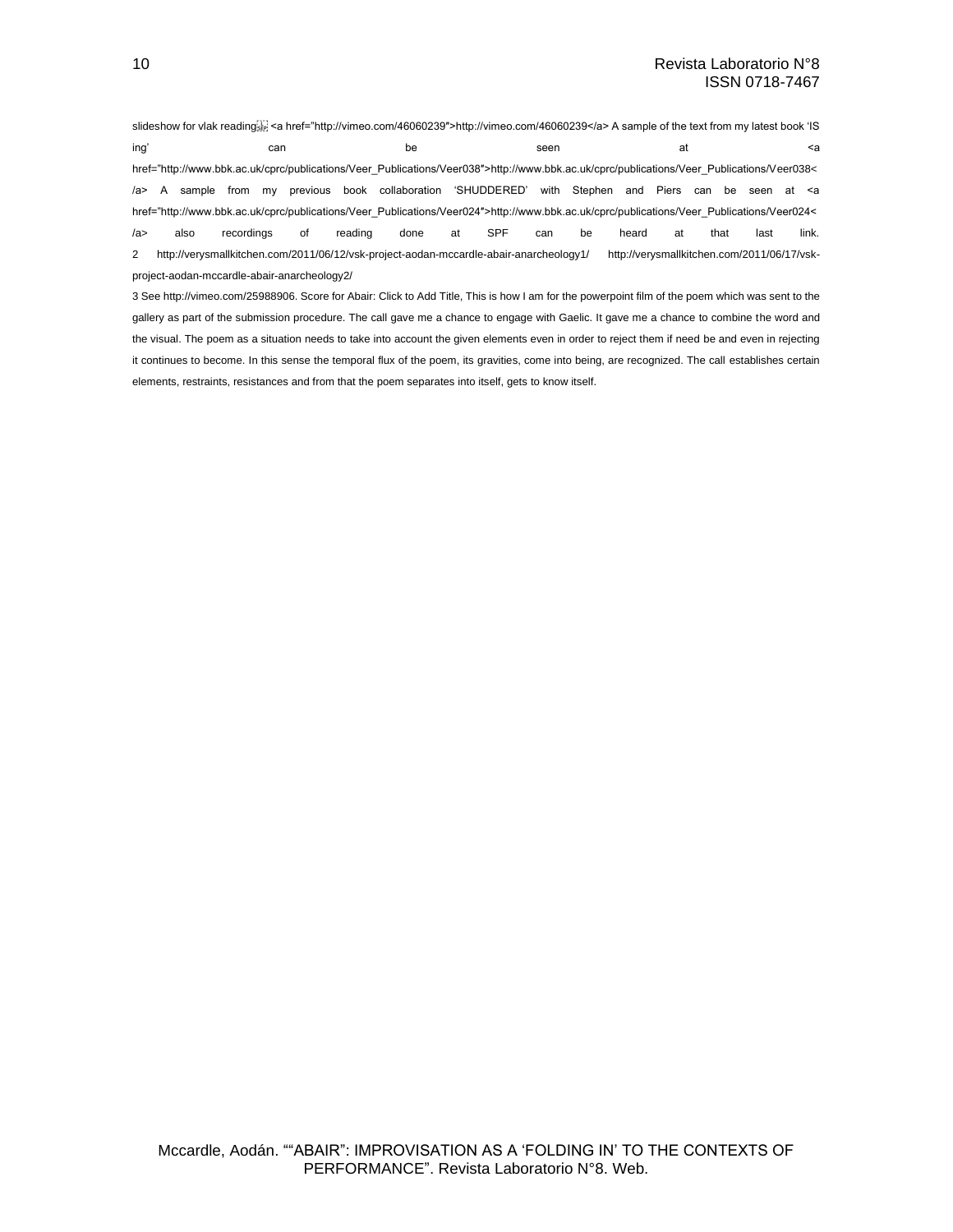slideshow for vlak reading <a href="http://vimeo.com/46060239">http://vimeo.com/46060239</a> A sample of the text from my latest book 'IS ing' can be seen at <a href="http://www.bbk.ac.uk/cprc/publications/Veer_Publications/Veer038">http://www.bbk.ac.uk/cprc/publications/Veer_Publications/Veer038</a> A sample from my previous book collaboration 'SHUDDERED' with Stephen and Piers can be seen at <a href="http://www.bbk.ac.uk/cprc/publications/Veer_Publications/Veer024">http://www.bbk.ac.uk/cprc/publications/Veer_Publications/Veer024</a> also recordings of reading done at SPF can be heard at that last link.

2 http://verysmallkitchen.com/2011/06/12/vsk-project-aodan-mccardle-abair-anarcheology1/ http://verysmallkitchen.com/2011/06/17/vsk-project-aodan-mccardle-abair-anarcheology2/

3 See http://vimeo.com/25988906. Score for Abair: Click to Add Title, This is how I am for the powerpoint film of the poem which was sent to the gallery as part of the submission procedure. The call gave me a chance to engage with Gaelic. It gave me a chance to combine the word and the visual. The poem as a situation needs to take into account the given elements even in order to reject them if need be and even in rejecting it continues to become. In this sense the temporal flux of the poem, its gravities, come into being, are recognized. The call establishes certain elements, restraints, resistances and from that the poem separates into itself, gets to know itself.